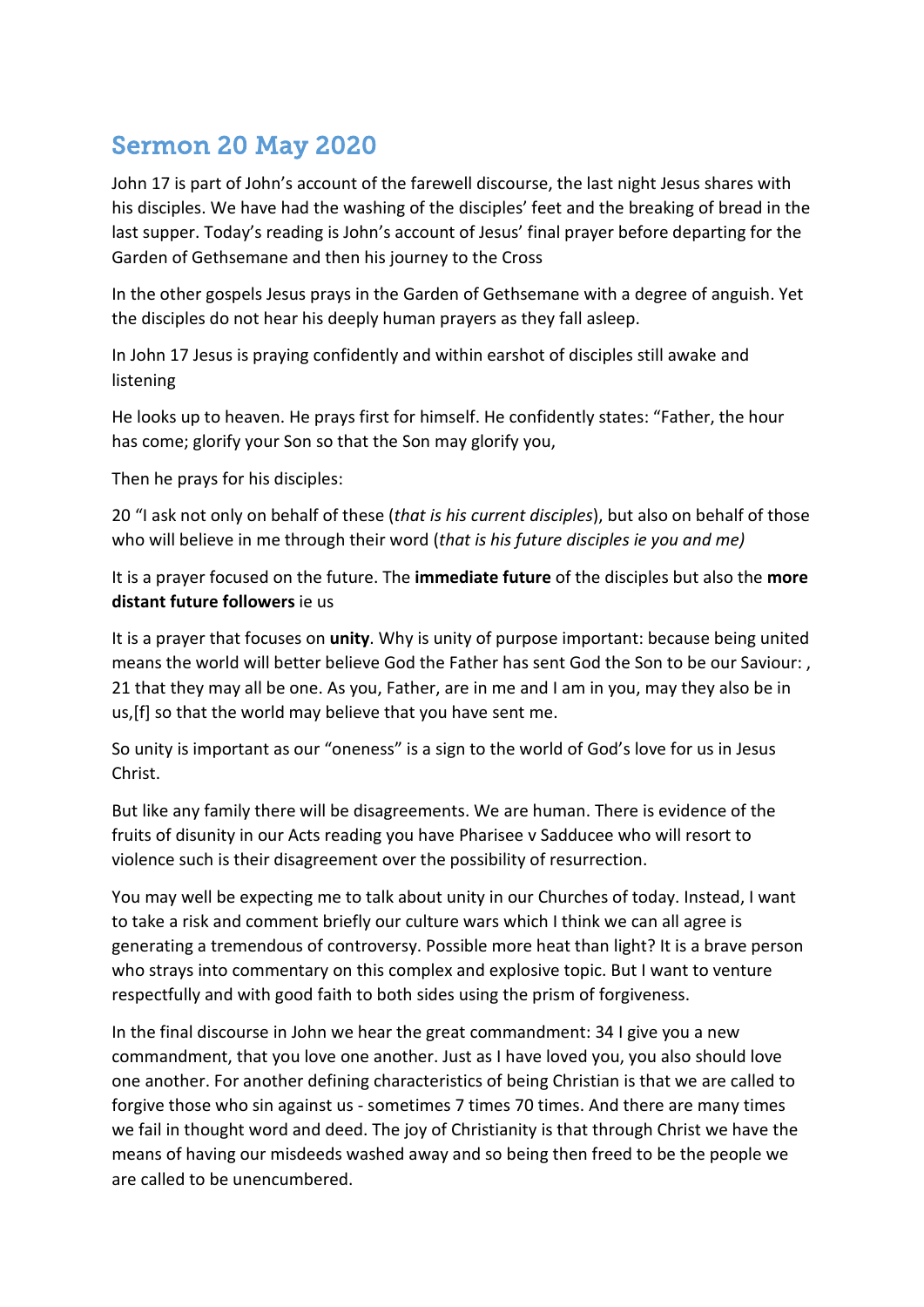# Sermon 20 May 2020

John 17 is part of John's account of the farewell discourse, the last night Jesus shares with his disciples. We have had the washing of the disciples' feet and the breaking of bread in the last supper. Today's reading is John's account of Jesus' final prayer before departing for the Garden of Gethsemane and then his journey to the Cross

In the other gospels Jesus prays in the Garden of Gethsemane with a degree of anguish. Yet the disciples do not hear his deeply human prayers as they fall asleep.

In John 17 Jesus is praying confidently and within earshot of disciples still awake and listening

He looks up to heaven. He prays first for himself. He confidently states: "Father, the hour has come; glorify your Son so that the Son may glorify you,

Then he prays for his disciples:

20 "I ask not only on behalf of these (*that is his current disciples*), but also on behalf of those who will believe in me through their word (*that is his future disciples ie you and me)*

It is a prayer focused on the future. The **immediate future** of the disciples but also the **more distant future followers** ie us

It is a prayer that focuses on **unity**. Why is unity of purpose important: because being united means the world will better believe God the Father has sent God the Son to be our Saviour: , 21 that they may all be one. As you, Father, are in me and I am in you, may they also be in us,[f] so that the world may believe that you have sent me.

So unity is important as our "oneness" is a sign to the world of God's love for us in Jesus Christ.

But like any family there will be disagreements. We are human. There is evidence of the fruits of disunity in our Acts reading you have Pharisee v Sadducee who will resort to violence such is their disagreement over the possibility of resurrection.

You may well be expecting me to talk about unity in our Churches of today. Instead, I want to take a risk and comment briefly our culture wars which I think we can all agree is generating a tremendous of controversy. Possible more heat than light? It is a brave person who strays into commentary on this complex and explosive topic. But I want to venture respectfully and with good faith to both sides using the prism of forgiveness.

In the final discourse in John we hear the great commandment: 34 I give you a new commandment, that you love one another. Just as I have loved you, you also should love one another. For another defining characteristics of being Christian is that we are called to forgive those who sin against us - sometimes 7 times 70 times. And there are many times we fail in thought word and deed. The joy of Christianity is that through Christ we have the means of having our misdeeds washed away and so being then freed to be the people we are called to be unencumbered.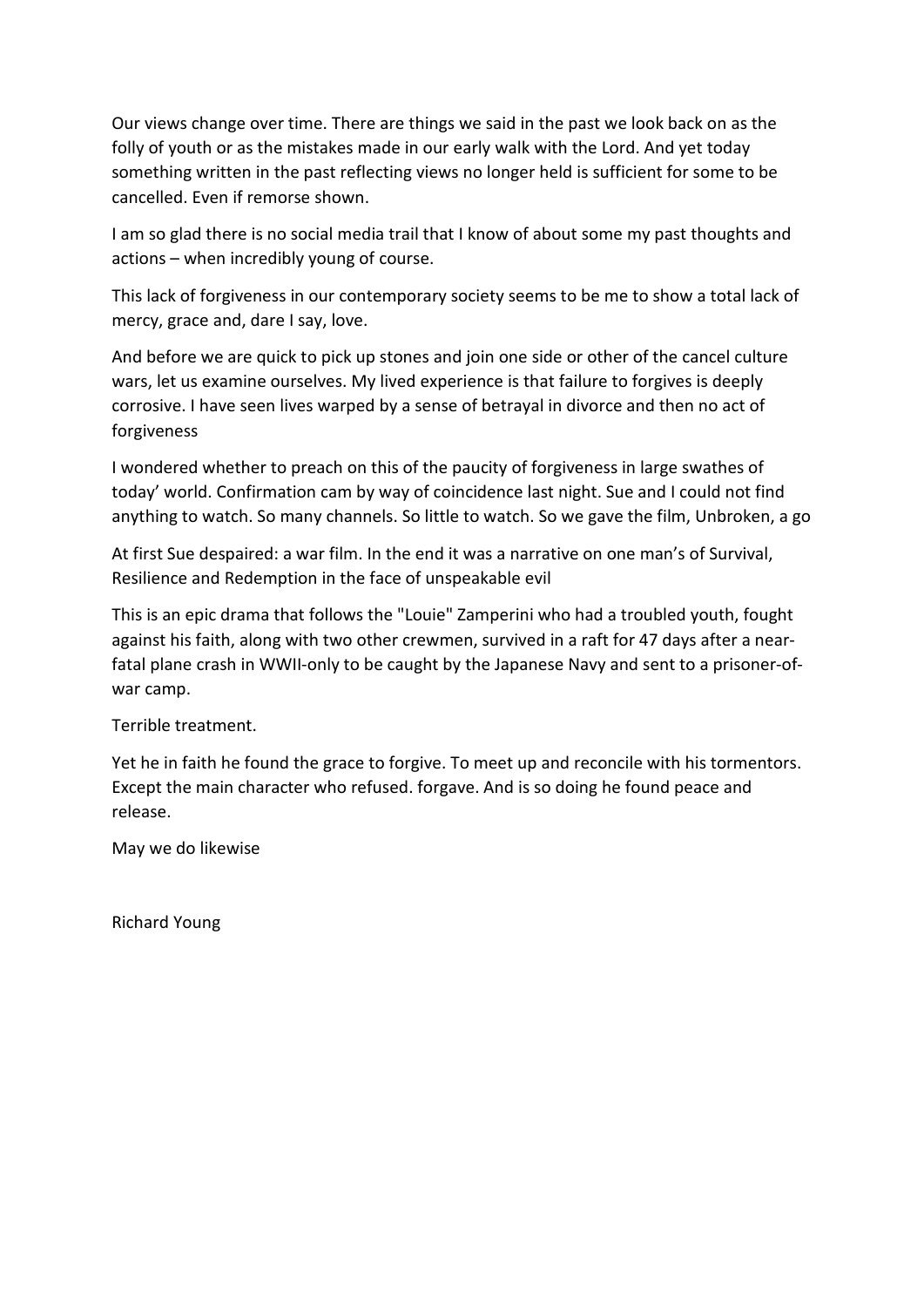Our views change over time. There are things we said in the past we look back on as the folly of youth or as the mistakes made in our early walk with the Lord. And yet today something written in the past reflecting views no longer held is sufficient for some to be cancelled. Even if remorse shown.

I am so glad there is no social media trail that I know of about some my past thoughts and actions – when incredibly young of course.

This lack of forgiveness in our contemporary society seems to be me to show a total lack of mercy, grace and, dare I say, love.

And before we are quick to pick up stones and join one side or other of the cancel culture wars, let us examine ourselves. My lived experience is that failure to forgives is deeply corrosive. I have seen lives warped by a sense of betrayal in divorce and then no act of forgiveness

I wondered whether to preach on this of the paucity of forgiveness in large swathes of today' world. Confirmation cam by way of coincidence last night. Sue and I could not find anything to watch. So many channels. So little to watch. So we gave the film, Unbroken, a go

At first Sue despaired: a war film. In the end it was a narrative on one man's of Survival, Resilience and Redemption in the face of unspeakable evil

This is an epic drama that follows the "Louie" Zamperini who had a troubled youth, fought against his faith, along with two other crewmen, survived in a raft for 47 days after a near-fatal plane crash in WWII-only to be caught by the Japanese Navy and sent to a prisoner-of-war camp.

Terrible treatment.

Yet he in faith he found the grace to forgive. To meet up and reconcile with his tormentors. Except the main character who refused. forgave. And is so doing he found peace and release.

May we do likewise

Richard Young